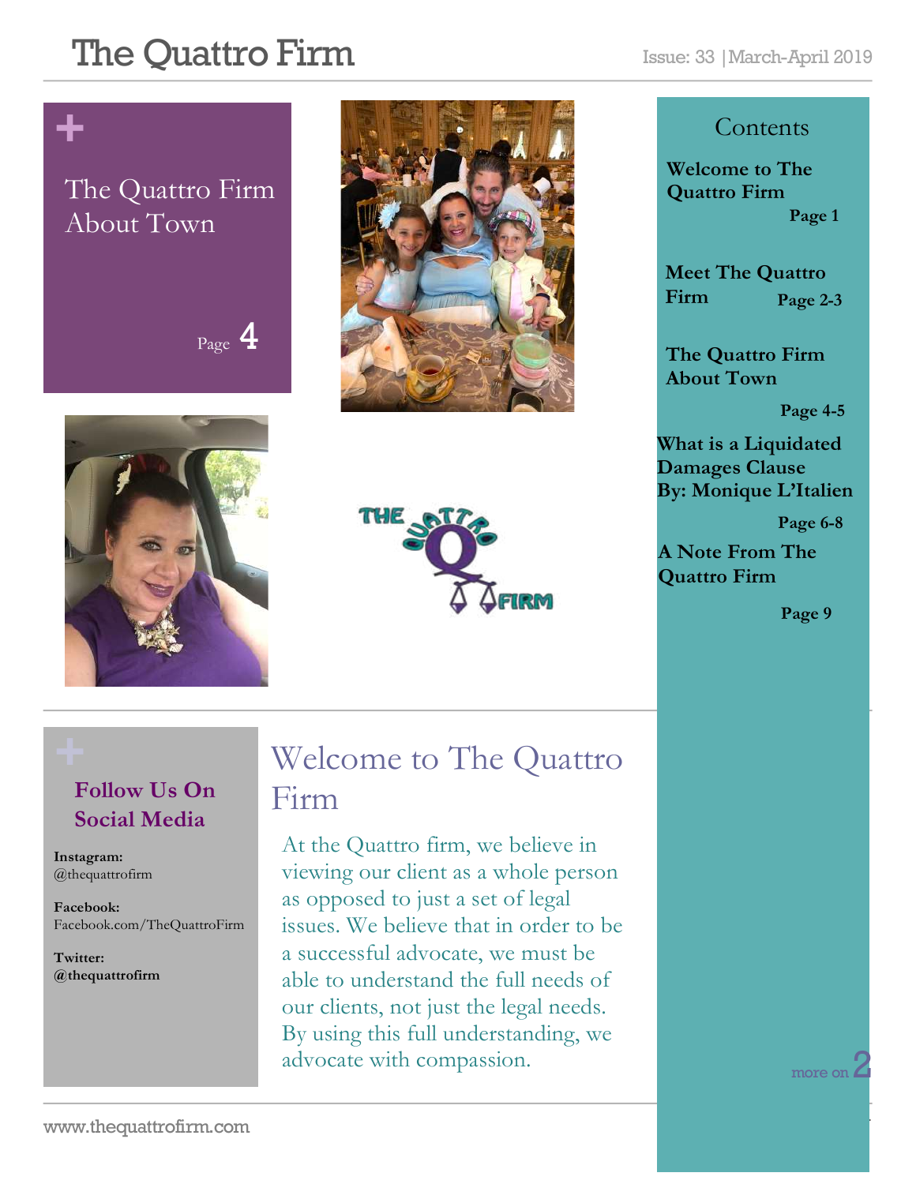# The Quattro Firm

Issue: 33 | March-April 2019

## The Quattro Firm About Town

Page 4

## Contents

**Welcome to The Quattro Firm** — **Page 1**

**Meet The Quattro Firm** — **Page 2-3**

**The Quattro Firm About Town** — **Page 4-5**

**What is a Liquidated Damages Clause By: Monique L'Italien** — **Page 6-8**

**A Note From The Quattro Firm** — **Page 9**

## Follow Us On Social Media

**Instagram:**
@thequattrofirm

**Facebook:**
Facebook.com/TheQuattroFirm

**Twitter:**
**@thequattrofirm**

## Welcome to The Quattro Firm

At the Quattro firm, we believe in viewing our client as a whole person as opposed to just a set of legal issues. We believe that in order to be a successful advocate, we must be able to understand the full needs of our clients, not just the legal needs. By using this full understanding, we advocate with compassion.

more on 2

www.thequattrofirm.com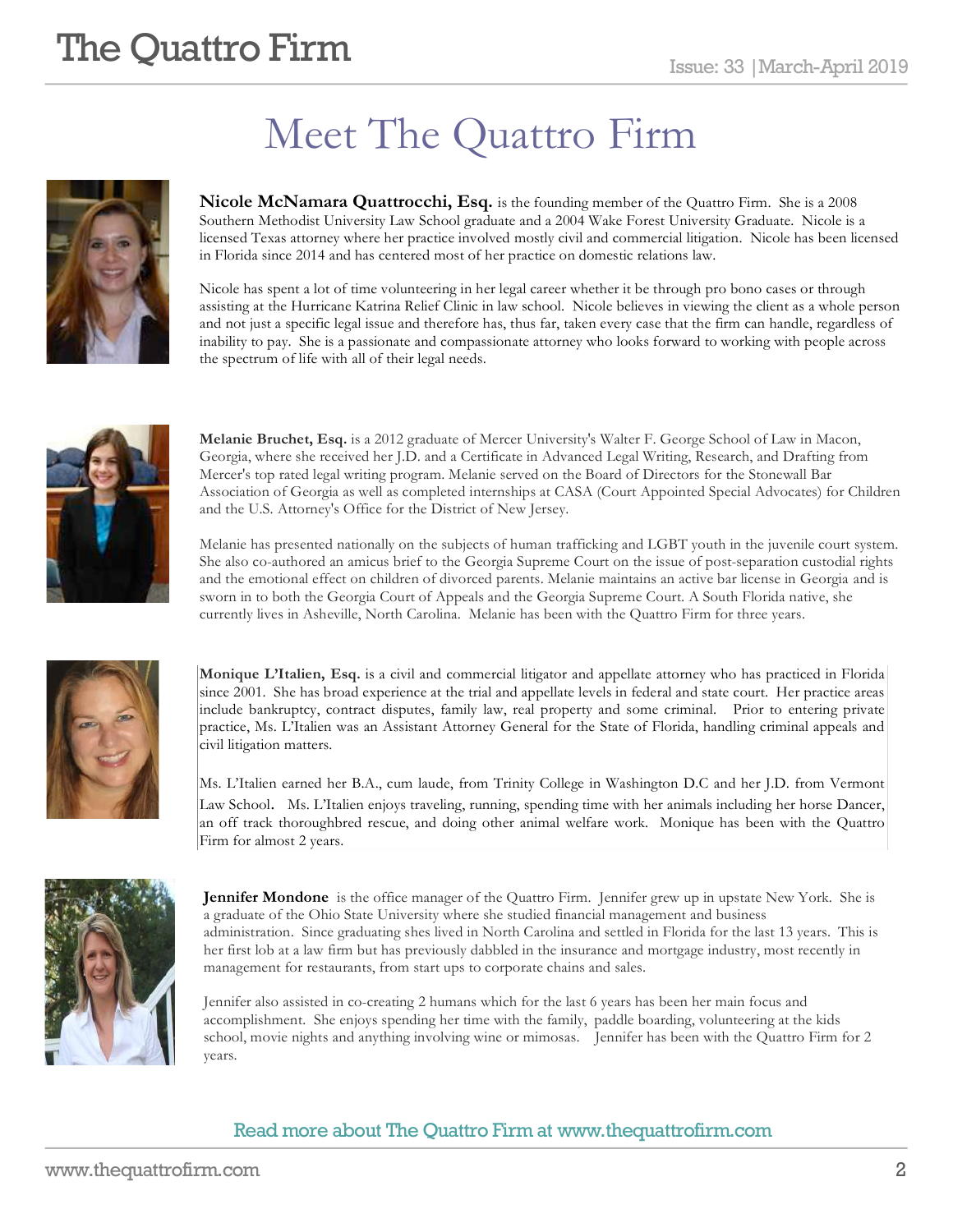# Meet The Quattro Firm

**Nicole McNamara Quattrocchi, Esq.** is the founding member of the Quattro Firm. She is a 2008 Southern Methodist University Law School graduate and a 2004 Wake Forest University Graduate. Nicole is a licensed Texas attorney where her practice involved mostly civil and commercial litigation. Nicole has been licensed in Florida since 2014 and has centered most of her practice on domestic relations law.

Nicole has spent a lot of time volunteering in her legal career whether it be through pro bono cases or through assisting at the Hurricane Katrina Relief Clinic in law school. Nicole believes in viewing the client as a whole person and not just a specific legal issue and therefore has, thus far, taken every case that the firm can handle, regardless of inability to pay. She is a passionate and compassionate attorney who looks forward to working with people across the spectrum of life with all of their legal needs.

**Melanie Bruchet, Esq.** is a 2012 graduate of Mercer University's Walter F. George School of Law in Macon, Georgia, where she received her J.D. and a Certificate in Advanced Legal Writing, Research, and Drafting from Mercer's top rated legal writing program. Melanie served on the Board of Directors for the Stonewall Bar Association of Georgia as well as completed internships at CASA (Court Appointed Special Advocates) for Children and the U.S. Attorney's Office for the District of New Jersey.

Melanie has presented nationally on the subjects of human trafficking and LGBT youth in the juvenile court system. She also co-authored an amicus brief to the Georgia Supreme Court on the issue of post-separation custodial rights and the emotional effect on children of divorced parents. Melanie maintains an active bar license in Georgia and is sworn in to both the Georgia Court of Appeals and the Georgia Supreme Court. A South Florida native, she currently lives in Asheville, North Carolina. Melanie has been with the Quattro Firm for three years.

**Monique L'Italien, Esq.** is a civil and commercial litigator and appellate attorney who has practiced in Florida since 2001. She has broad experience at the trial and appellate levels in federal and state court. Her practice areas include bankruptcy, contract disputes, family law, real property and some criminal. Prior to entering private practice, Ms. L'Italien was an Assistant Attorney General for the State of Florida, handling criminal appeals and civil litigation matters.

Ms. L'Italien earned her B.A., cum laude, from Trinity College in Washington D.C and her J.D. from Vermont Law School. Ms. L'Italien enjoys traveling, running, spending time with her animals including her horse Dancer, an off track thoroughbred rescue, and doing other animal welfare work. Monique has been with the Quattro Firm for almost 2 years.

**Jennifer Mondone** is the office manager of the Quattro Firm. Jennifer grew up in upstate New York. She is a graduate of the Ohio State University where she studied financial management and business administration. Since graduating shes lived in North Carolina and settled in Florida for the last 13 years. This is her first lob at a law firm but has previously dabbled in the insurance and mortgage industry, most recently in management for restaurants, from start ups to corporate chains and sales.

Jennifer also assisted in co-creating 2 humans which for the last 6 years has been her main focus and accomplishment. She enjoys spending her time with the family, paddle boarding, volunteering at the kids school, movie nights and anything involving wine or mimosas. Jennifer has been with the Quattro Firm for 2 years.

Read more about The Quattro Firm at www.thequattrofirm.com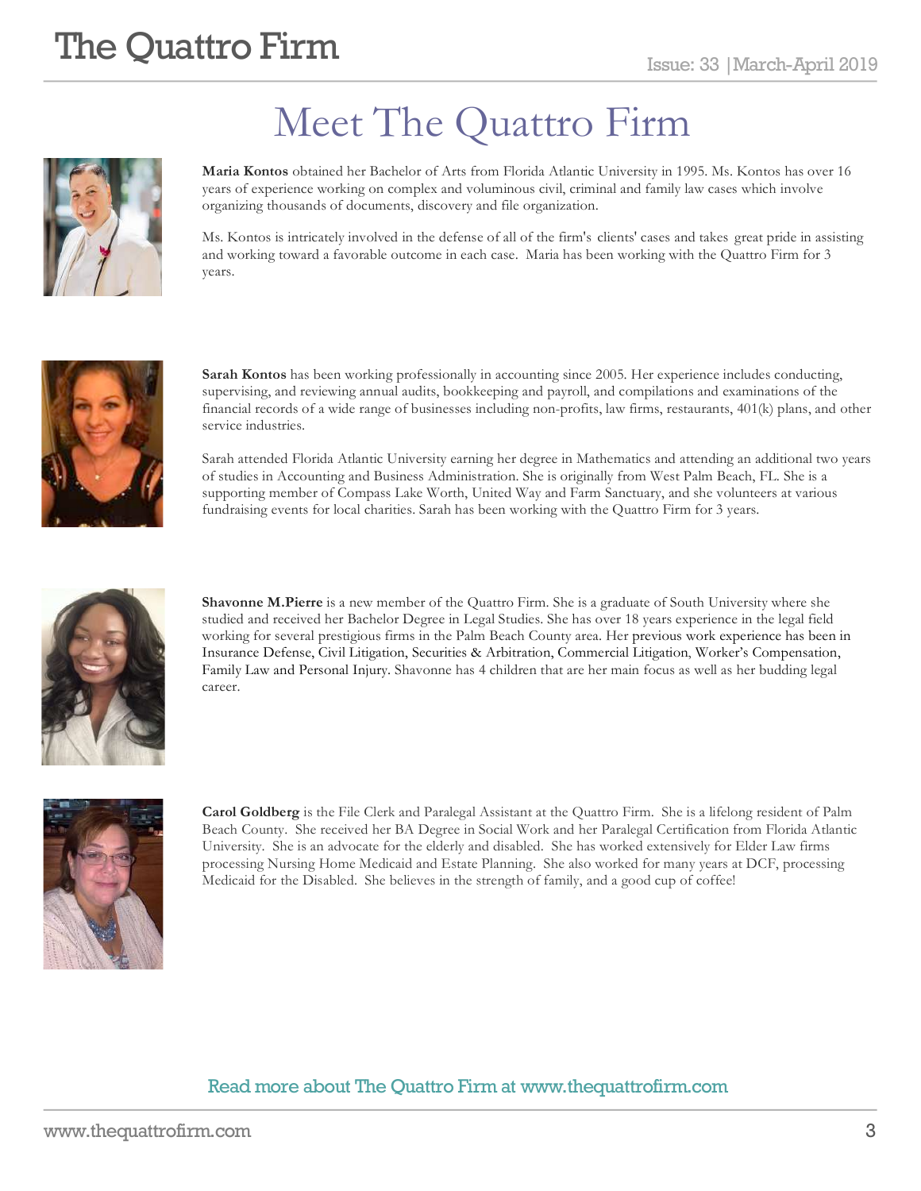# Meet The Quattro Firm

**Maria Kontos** obtained her Bachelor of Arts from Florida Atlantic University in 1995. Ms. Kontos has over 16 years of experience working on complex and voluminous civil, criminal and family law cases which involve organizing thousands of documents, discovery and file organization.

Ms. Kontos is intricately involved in the defense of all of the firm's clients' cases and takes great pride in assisting and working toward a favorable outcome in each case. Maria has been working with the Quattro Firm for 3 years.

**Sarah Kontos** has been working professionally in accounting since 2005. Her experience includes conducting, supervising, and reviewing annual audits, bookkeeping and payroll, and compilations and examinations of the financial records of a wide range of businesses including non-profits, law firms, restaurants, 401(k) plans, and other service industries.

Sarah attended Florida Atlantic University earning her degree in Mathematics and attending an additional two years of studies in Accounting and Business Administration. She is originally from West Palm Beach, FL. She is a supporting member of Compass Lake Worth, United Way and Farm Sanctuary, and she volunteers at various fundraising events for local charities. Sarah has been working with the Quattro Firm for 3 years.

**Shavonne M.Pierre** is a new member of the Quattro Firm. She is a graduate of South University where she studied and received her Bachelor Degree in Legal Studies. She has over 18 years experience in the legal field working for several prestigious firms in the Palm Beach County area. Her previous work experience has been in Insurance Defense, Civil Litigation, Securities & Arbitration, Commercial Litigation, Worker's Compensation, Family Law and Personal Injury. Shavonne has 4 children that are her main focus as well as her budding legal career.

**Carol Goldberg** is the File Clerk and Paralegal Assistant at the Quattro Firm. She is a lifelong resident of Palm Beach County. She received her BA Degree in Social Work and her Paralegal Certification from Florida Atlantic University. She is an advocate for the elderly and disabled. She has worked extensively for Elder Law firms processing Nursing Home Medicaid and Estate Planning. She also worked for many years at DCF, processing Medicaid for the Disabled. She believes in the strength of family, and a good cup of coffee!

Read more about The Quattro Firm at www.thequattrofirm.com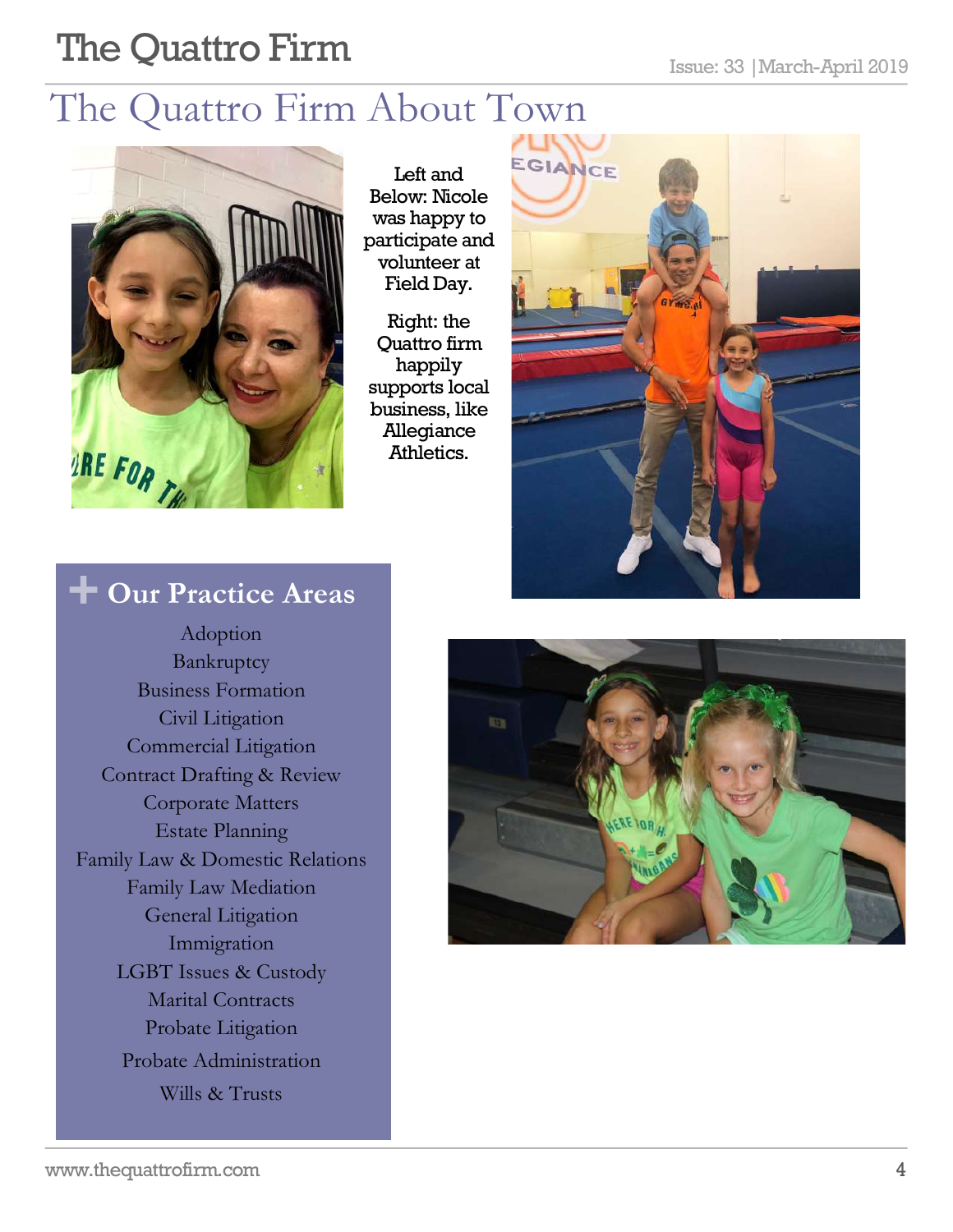# The Quattro Firm About Town

Left and Below: Nicole was happy to participate and volunteer at Field Day.

Right: the Quattro firm happily supports local business, like Allegiance Athletics.

## Our Practice Areas

Adoption
Bankruptcy
Business Formation
Civil Litigation
Commercial Litigation
Contract Drafting & Review
Corporate Matters
Estate Planning
Family Law & Domestic Relations
Family Law Mediation
General Litigation
Immigration
LGBT Issues & Custody
Marital Contracts
Probate Litigation
Probate Administration
Wills & Trusts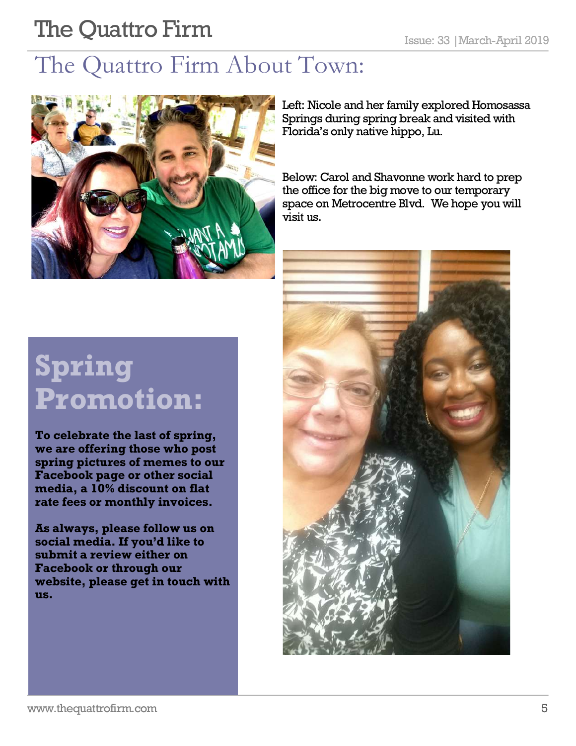# The Quattro Firm About Town:

Left: Nicole and her family explored Homosassa Springs during spring break and visited with Florida's only native hippo, Lu.

Below: Carol and Shavonne work hard to prep the office for the big move to our temporary space on Metrocentre Blvd. We hope you will visit us.

## Spring Promotion:

**To celebrate the last of spring, we are offering those who post spring pictures of memes to our Facebook page or other social media, a 10% discount on flat rate fees or monthly invoices.**

**As always, please follow us on social media. If you'd like to submit a review either on Facebook or through our website, please get in touch with us.**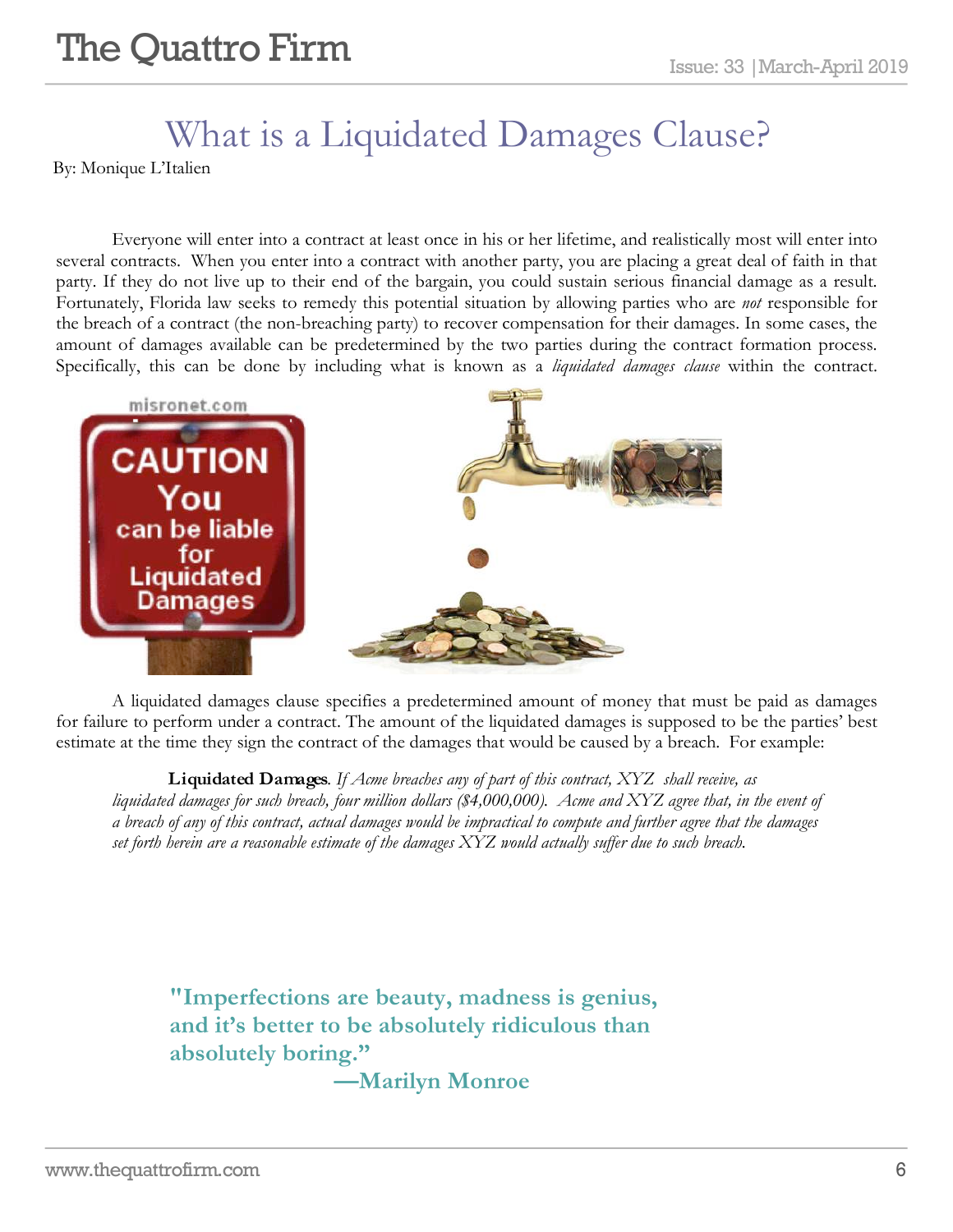# What is a Liquidated Damages Clause?

By: Monique L'Italien

Everyone will enter into a contract at least once in his or her lifetime, and realistically most will enter into several contracts. When you enter into a contract with another party, you are placing a great deal of faith in that party. If they do not live up to their end of the bargain, you could sustain serious financial damage as a result. Fortunately, Florida law seeks to remedy this potential situation by allowing parties who are *not* responsible for the breach of a contract (the non-breaching party) to recover compensation for their damages. In some cases, the amount of damages available can be predetermined by the two parties during the contract formation process. Specifically, this can be done by including what is known as a *liquidated damages clause* within the contract.

A liquidated damages clause specifies a predetermined amount of money that must be paid as damages for failure to perform under a contract. The amount of the liquidated damages is supposed to be the parties' best estimate at the time they sign the contract of the damages that would be caused by a breach. For example:

> **Liquidated Damages**. *If Acme breaches any of part of this contract, XYZ shall receive, as liquidated damages for such breach, four million dollars ($4,000,000). Acme and XYZ agree that, in the event of a breach of any of this contract, actual damages would be impractical to compute and further agree that the damages set forth herein are a reasonable estimate of the damages XYZ would actually suffer due to such breach.*

> **"Imperfections are beauty, madness is genius, and it's better to be absolutely ridiculous than absolutely boring."**
>
> **—Marilyn Monroe**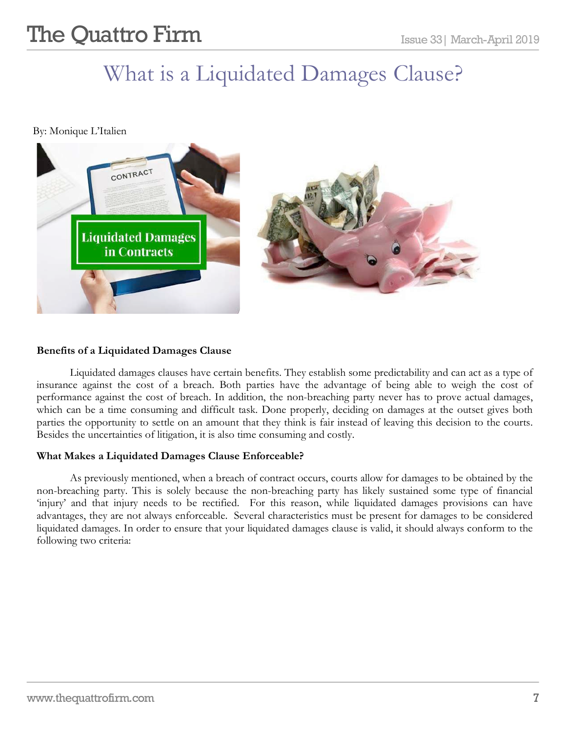# What is a Liquidated Damages Clause?

By: Monique L'Italien

**Benefits of a Liquidated Damages Clause**

Liquidated damages clauses have certain benefits. They establish some predictability and can act as a type of insurance against the cost of a breach. Both parties have the advantage of being able to weigh the cost of performance against the cost of breach. In addition, the non-breaching party never has to prove actual damages, which can be a time consuming and difficult task. Done properly, deciding on damages at the outset gives both parties the opportunity to settle on an amount that they think is fair instead of leaving this decision to the courts. Besides the uncertainties of litigation, it is also time consuming and costly.

**What Makes a Liquidated Damages Clause Enforceable?**

As previously mentioned, when a breach of contract occurs, courts allow for damages to be obtained by the non-breaching party. This is solely because the non-breaching party has likely sustained some type of financial 'injury' and that injury needs to be rectified. For this reason, while liquidated damages provisions can have advantages, they are not always enforceable. Several characteristics must be present for damages to be considered liquidated damages. In order to ensure that your liquidated damages clause is valid, it should always conform to the following two criteria: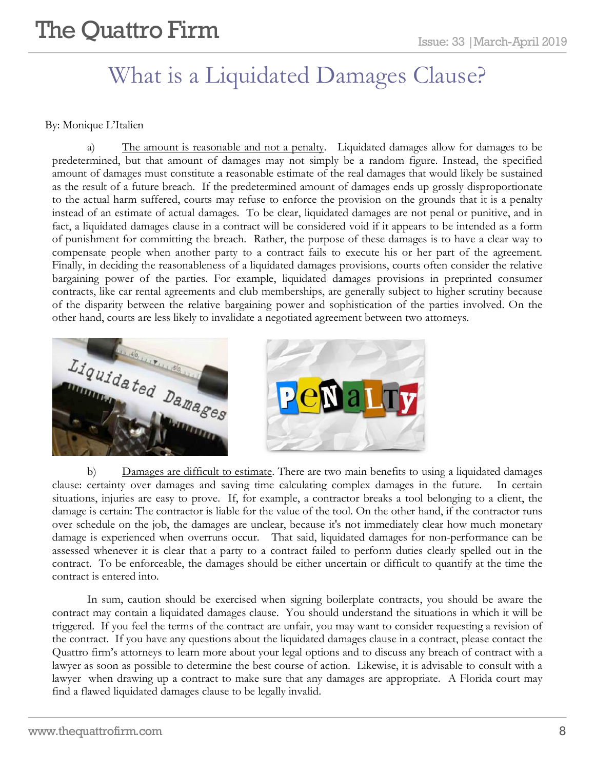# What is a Liquidated Damages Clause?

By: Monique L'Italien

a) The amount is reasonable and not a penalty. Liquidated damages allow for damages to be predetermined, but that amount of damages may not simply be a random figure. Instead, the specified amount of damages must constitute a reasonable estimate of the real damages that would likely be sustained as the result of a future breach. If the predetermined amount of damages ends up grossly disproportionate to the actual harm suffered, courts may refuse to enforce the provision on the grounds that it is a penalty instead of an estimate of actual damages. To be clear, liquidated damages are not penal or punitive, and in fact, a liquidated damages clause in a contract will be considered void if it appears to be intended as a form of punishment for committing the breach. Rather, the purpose of these damages is to have a clear way to compensate people when another party to a contract fails to execute his or her part of the agreement. Finally, in deciding the reasonableness of a liquidated damages provisions, courts often consider the relative bargaining power of the parties. For example, liquidated damages provisions in preprinted consumer contracts, like car rental agreements and club memberships, are generally subject to higher scrutiny because of the disparity between the relative bargaining power and sophistication of the parties involved. On the other hand, courts are less likely to invalidate a negotiated agreement between two attorneys.

b) Damages are difficult to estimate. There are two main benefits to using a liquidated damages clause: certainty over damages and saving time calculating complex damages in the future. In certain situations, injuries are easy to prove. If, for example, a contractor breaks a tool belonging to a client, the damage is certain: The contractor is liable for the value of the tool. On the other hand, if the contractor runs over schedule on the job, the damages are unclear, because it's not immediately clear how much monetary damage is experienced when overruns occur. That said, liquidated damages for non-performance can be assessed whenever it is clear that a party to a contract failed to perform duties clearly spelled out in the contract. To be enforceable, the damages should be either uncertain or difficult to quantify at the time the contract is entered into.

In sum, caution should be exercised when signing boilerplate contracts, you should be aware the contract may contain a liquidated damages clause. You should understand the situations in which it will be triggered. If you feel the terms of the contract are unfair, you may want to consider requesting a revision of the contract. If you have any questions about the liquidated damages clause in a contract, please contact the Quattro firm's attorneys to learn more about your legal options and to discuss any breach of contract with a lawyer as soon as possible to determine the best course of action. Likewise, it is advisable to consult with a lawyer when drawing up a contract to make sure that any damages are appropriate. A Florida court may find a flawed liquidated damages clause to be legally invalid.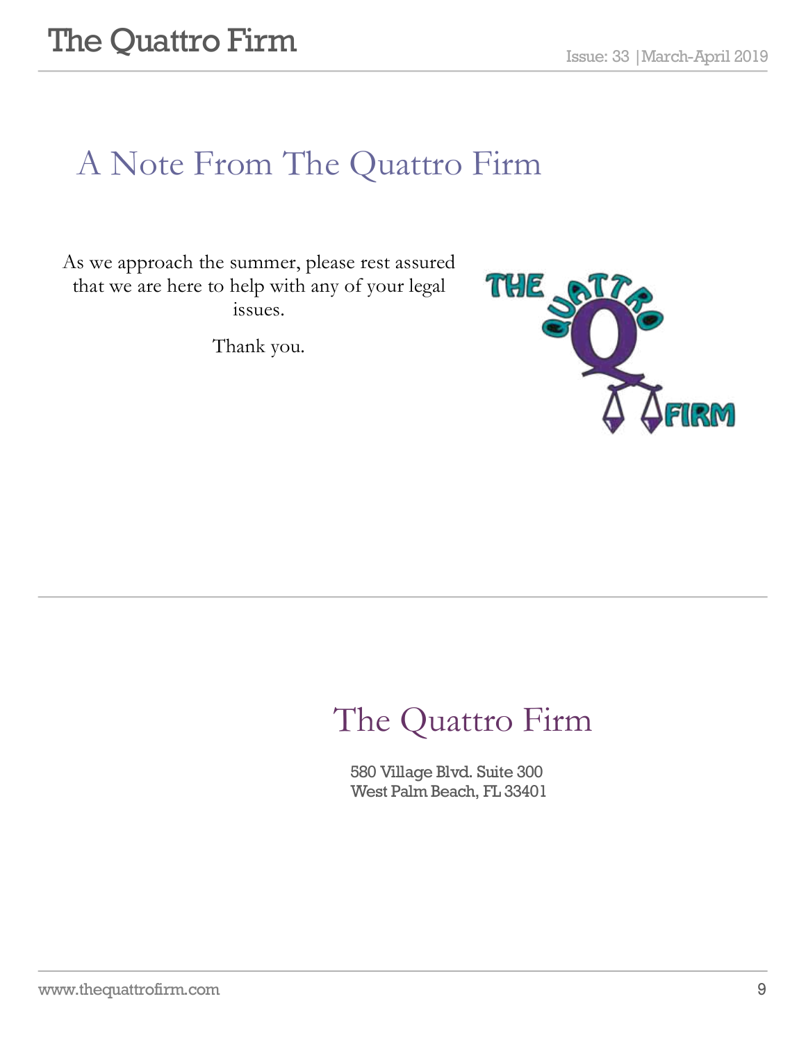# A Note From The Quattro Firm

As we approach the summer, please rest assured that we are here to help with any of your legal issues.

Thank you.

## The Quattro Firm

580 Village Blvd. Suite 300
West Palm Beach, FL 33401